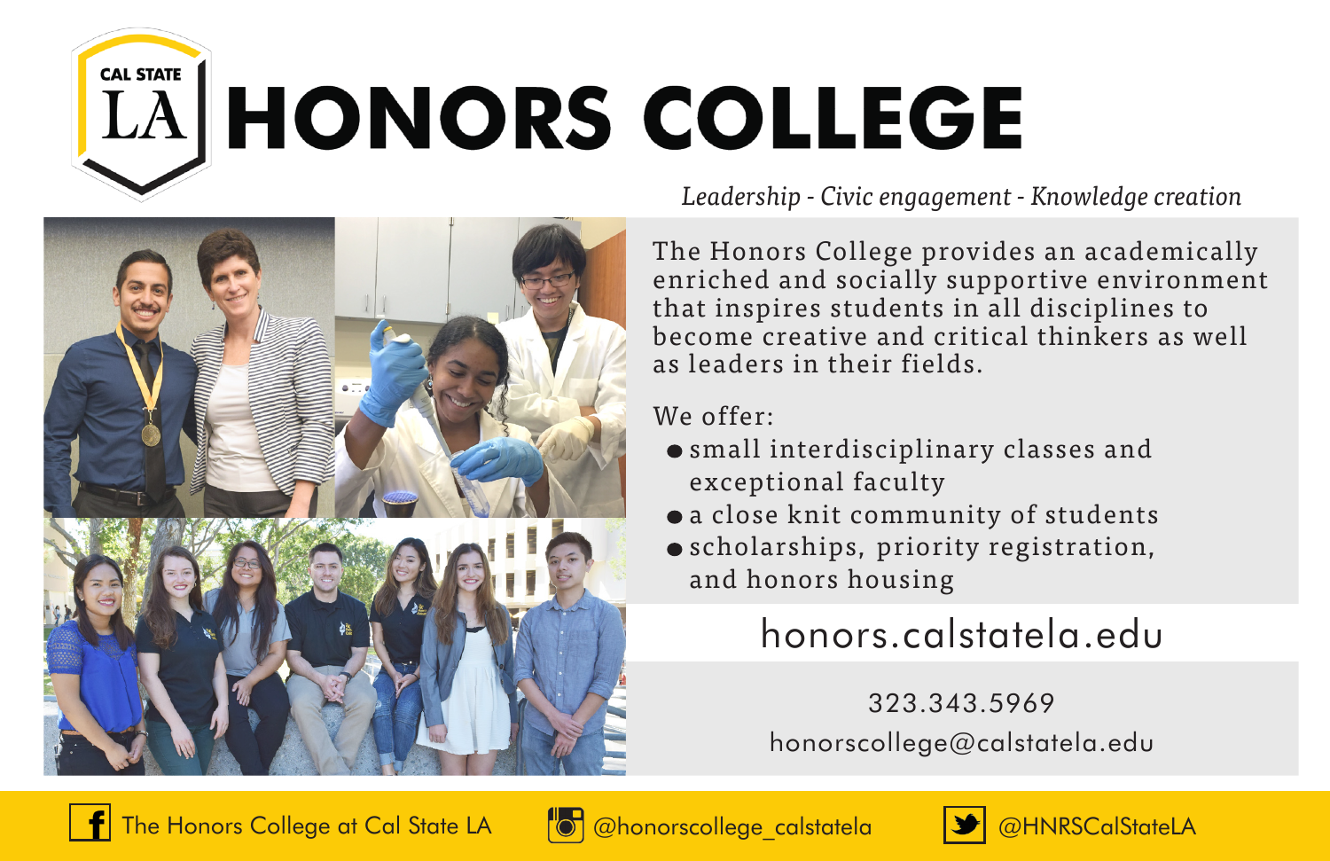CAL STATE LA

# HONORS COLLEGE

*Leadership - Civic engagement - Knowledge creation*

The Honors College provides an academically enriched and socially supportive environment that inspires students in all disciplines to become creative and critical thinkers as well as leaders in their fields.

We offer:

- small interdisciplinary classes and exceptional faculty
- a close knit community of students
- scholarships, priority registration, and honors housing

honors.calstatela.edu

323.343.5969

honorscollege@calstatela.edu

The Honors College at Cal State LA

@honorscollege_calstatela

@HNRSCalStateLA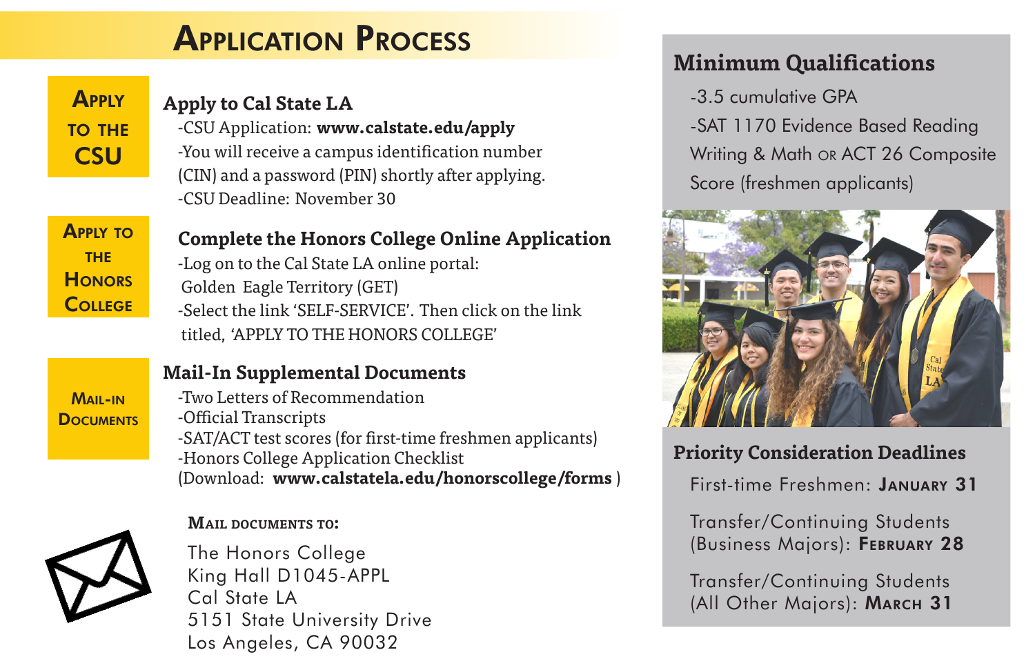# Application Process

**Apply to the CSU**

## Apply to Cal State LA

-CSU Application: **www.calstate.edu/apply**
-You will receive a campus identification number (CIN) and a password (PIN) shortly after applying.
-CSU Deadline: November 30

**Apply to the Honors College**

## Complete the Honors College Online Application

-Log on to the Cal State LA online portal: Golden Eagle Territory (GET)
-Select the link 'SELF-SERVICE'. Then click on the link titled, 'APPLY TO THE HONORS COLLEGE'

**Mail-in Documents**

## Mail-In Supplemental Documents

-Two Letters of Recommendation
-Official Transcripts
-SAT/ACT test scores (for first-time freshmen applicants)
-Honors College Application Checklist
(Download: **www.calstatela.edu/honorscollege/forms** )

**Mail documents to:**

The Honors College
King Hall D1045-APPL
Cal State LA
5151 State University Drive
Los Angeles, CA 90032

## Minimum Qualifications

-3.5 cumulative GPA
-SAT 1170 Evidence Based Reading Writing & Math or ACT 26 Composite Score (freshmen applicants)

## Priority Consideration Deadlines

First-time Freshmen: **January 31**

Transfer/Continuing Students (Business Majors): **February 28**

Transfer/Continuing Students (All Other Majors): **March 31**